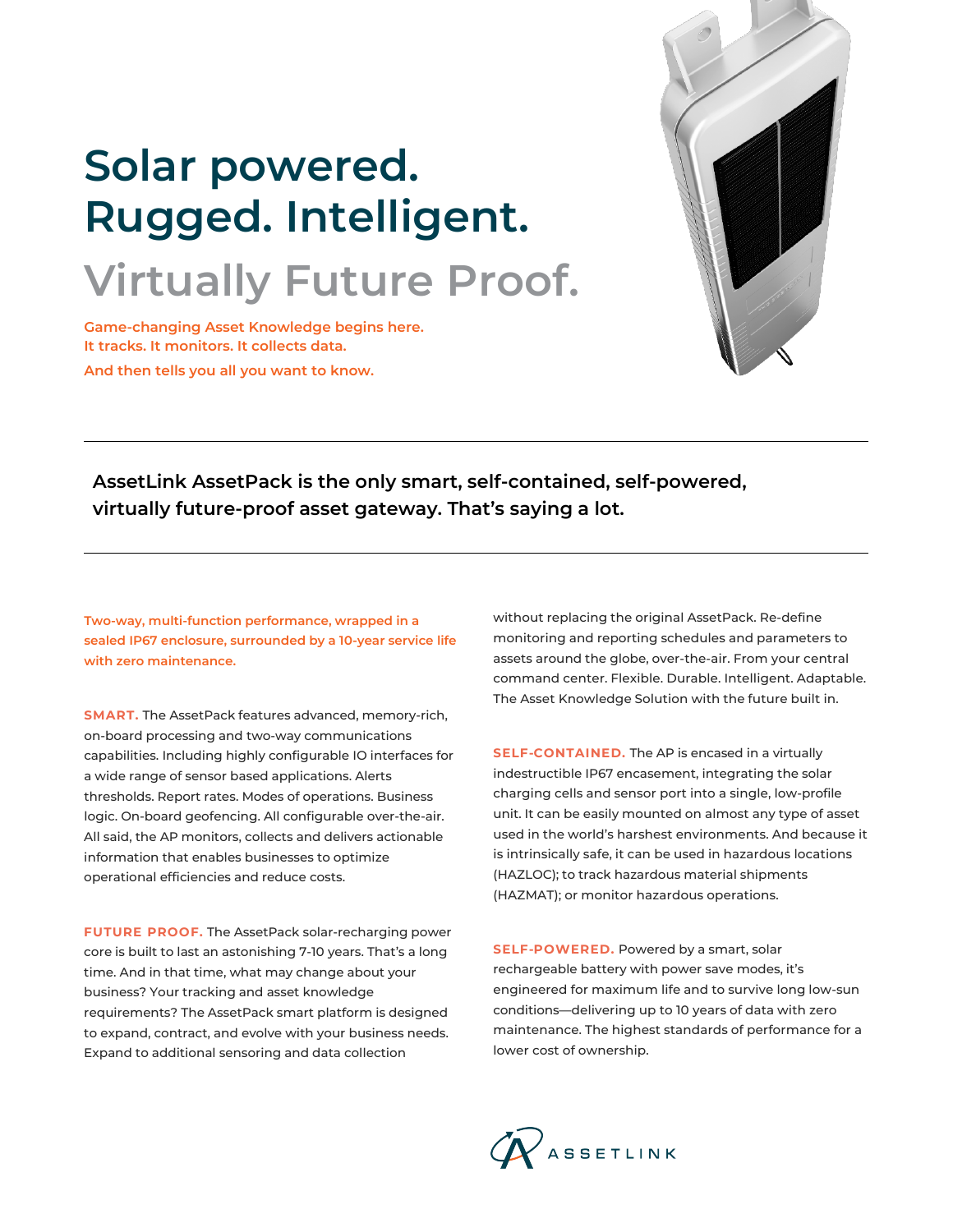# Solar powered. Rugged. Intelligent.

## Virtually Future Proof.

**Game-changing Asset Knowledge begins here.
It tracks. It monitors. It collects data.
And then tells you all you want to know.**

---

**AssetLink AssetPack is the only smart, self-contained, self-powered, virtually future-proof asset gateway. That's saying a lot.**

---

**Two-way, multi-function performance, wrapped in a sealed IP67 enclosure, surrounded by a 10-year service life with zero maintenance.**

**SMART.** The AssetPack features advanced, memory-rich, on-board processing and two-way communications capabilities. Including highly configurable IO interfaces for a wide range of sensor based applications. Alerts thresholds. Report rates. Modes of operations. Business logic. On-board geofencing. All configurable over-the-air. All said, the AP monitors, collects and delivers actionable information that enables businesses to optimize operational efficiencies and reduce costs.

**FUTURE PROOF.** The AssetPack solar-recharging power core is built to last an astonishing 7-10 years. That's a long time. And in that time, what may change about your business? Your tracking and asset knowledge requirements? The AssetPack smart platform is designed to expand, contract, and evolve with your business needs. Expand to additional sensoring and data collection without replacing the original AssetPack. Re-define monitoring and reporting schedules and parameters to assets around the globe, over-the-air. From your central command center. Flexible. Durable. Intelligent. Adaptable. The Asset Knowledge Solution with the future built in.

**SELF-CONTAINED.** The AP is encased in a virtually indestructible IP67 encasement, integrating the solar charging cells and sensor port into a single, low-profile unit. It can be easily mounted on almost any type of asset used in the world's harshest environments. And because it is intrinsically safe, it can be used in hazardous locations (HAZLOC); to track hazardous material shipments (HAZMAT); or monitor hazardous operations.

**SELF-POWERED.** Powered by a smart, solar rechargeable battery with power save modes, it's engineered for maximum life and to survive long low-sun conditions—delivering up to 10 years of data with zero maintenance. The highest standards of performance for a lower cost of ownership.

ASSETLINK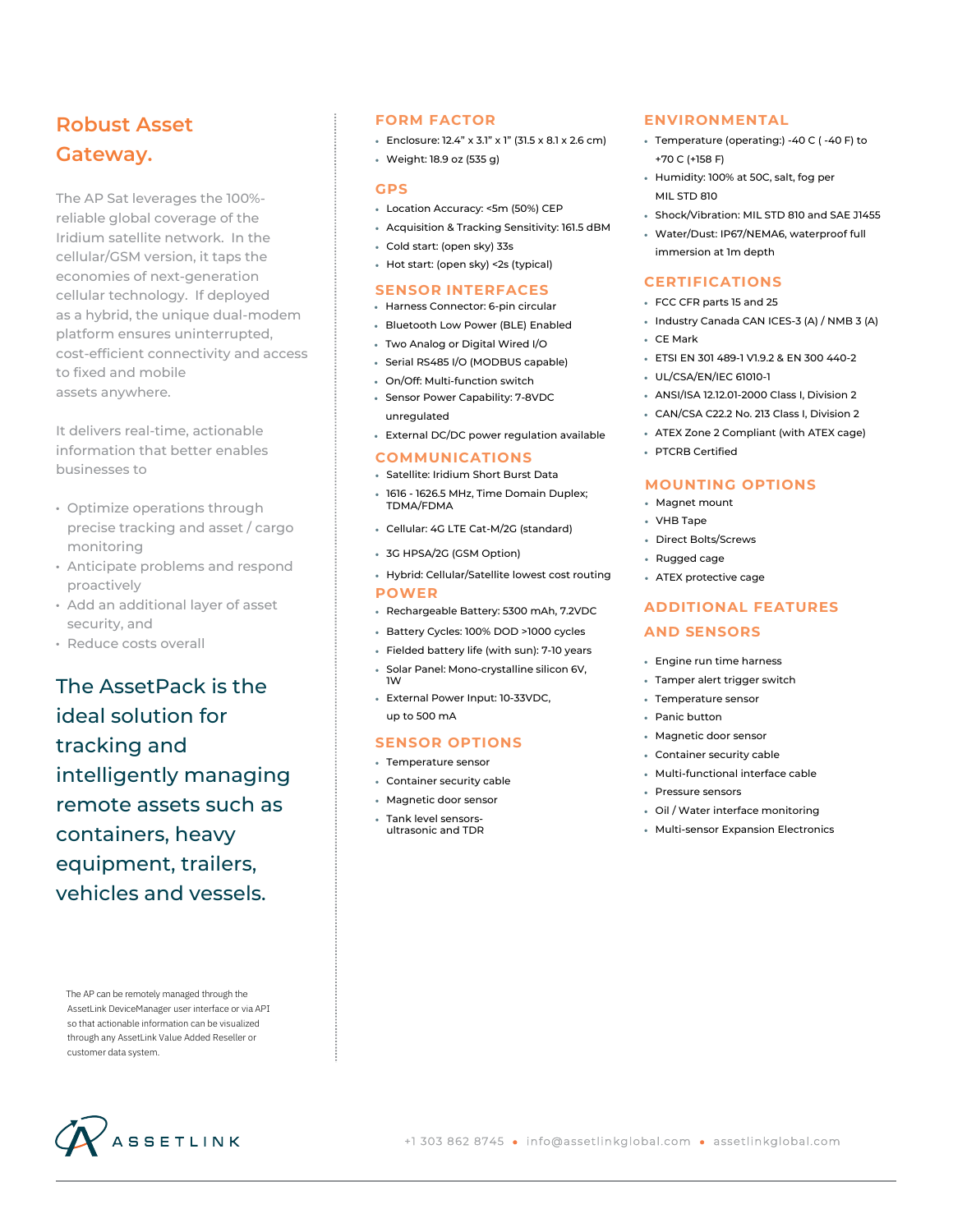## Robust Asset Gateway.

The AP Sat leverages the 100%-reliable global coverage of the Iridium satellite network. In the cellular/GSM version, it taps the economies of next-generation cellular technology. If deployed as a hybrid, the unique dual-modem platform ensures uninterrupted, cost-efficient connectivity and access to fixed and mobile assets anywhere.

It delivers real-time, actionable information that better enables businesses to

- Optimize operations through precise tracking and asset / cargo monitoring
- Anticipate problems and respond proactively
- Add an additional layer of asset security, and
- Reduce costs overall

### The AssetPack is the ideal solution for tracking and intelligently managing remote assets such as containers, heavy equipment, trailers, vehicles and vessels.

The AP can be remotely managed through the AssetLink DeviceManager user interface or via API so that actionable information can be visualized through any AssetLink Value Added Reseller or customer data system.

### FORM FACTOR

- Enclosure: 12.4" x 3.1" x 1" (31.5 x 8.1 x 2.6 cm)
- Weight: 18.9 oz (535 g)

### GPS

- Location Accuracy: <5m (50%) CEP
- Acquisition & Tracking Sensitivity: 161.5 dBM
- Cold start: (open sky) 33s
- Hot start: (open sky) <2s (typical)

### SENSOR INTERFACES

- Harness Connector: 6-pin circular
- Bluetooth Low Power (BLE) Enabled
- Two Analog or Digital Wired I/O
- Serial RS485 I/O (MODBUS capable)
- On/Off: Multi-function switch
- Sensor Power Capability: 7-8VDC unregulated
- External DC/DC power regulation available

### COMMUNICATIONS

- Satellite: Iridium Short Burst Data
- 1616 - 1626.5 MHz, Time Domain Duplex; TDMA/FDMA
- Cellular: 4G LTE Cat-M/2G (standard)
- 3G HPSA/2G (GSM Option)
- Hybrid: Cellular/Satellite lowest cost routing

### POWER

- Rechargeable Battery: 5300 mAh, 7.2VDC
- Battery Cycles: 100% DOD >1000 cycles
- Fielded battery life (with sun): 7-10 years
- Solar Panel: Mono-crystalline silicon 6V, 1W
- External Power Input: 10-33VDC, up to 500 mA

### SENSOR OPTIONS

- Temperature sensor
- Container security cable
- Magnetic door sensor
- Tank level sensors-ultrasonic and TDR

### ENVIRONMENTAL

- Temperature (operating:) -40 C ( -40 F) to +70 C (+158 F)
- Humidity: 100% at 50C, salt, fog per MIL STD 810
- Shock/Vibration: MIL STD 810 and SAE J1455
- Water/Dust: IP67/NEMA6, waterproof full immersion at 1m depth

### CERTIFICATIONS

- FCC CFR parts 15 and 25
- Industry Canada CAN ICES-3 (A) / NMB 3 (A)
- CE Mark
- ETSI EN 301 489-1 V1.9.2 & EN 300 440-2
- UL/CSA/EN/IEC 61010-1
- ANSI/ISA 12.12.01-2000 Class I, Division 2
- CAN/CSA C22.2 No. 213 Class I, Division 2
- ATEX Zone 2 Compliant (with ATEX cage)
- PTCRB Certified

### MOUNTING OPTIONS

- Magnet mount
- VHB Tape
- Direct Bolts/Screws
- Rugged cage
- ATEX protective cage

### ADDITIONAL FEATURES AND SENSORS

- Engine run time harness
- Tamper alert trigger switch
- Temperature sensor
- Panic button
- Magnetic door sensor
- Container security cable
- Multi-functional interface cable
- Pressure sensors
- Oil / Water interface monitoring
- Multi-sensor Expansion Electronics

ASSETLINK

+1 303 862 8745 • info@assetlinkglobal.com • assetlinkglobal.com